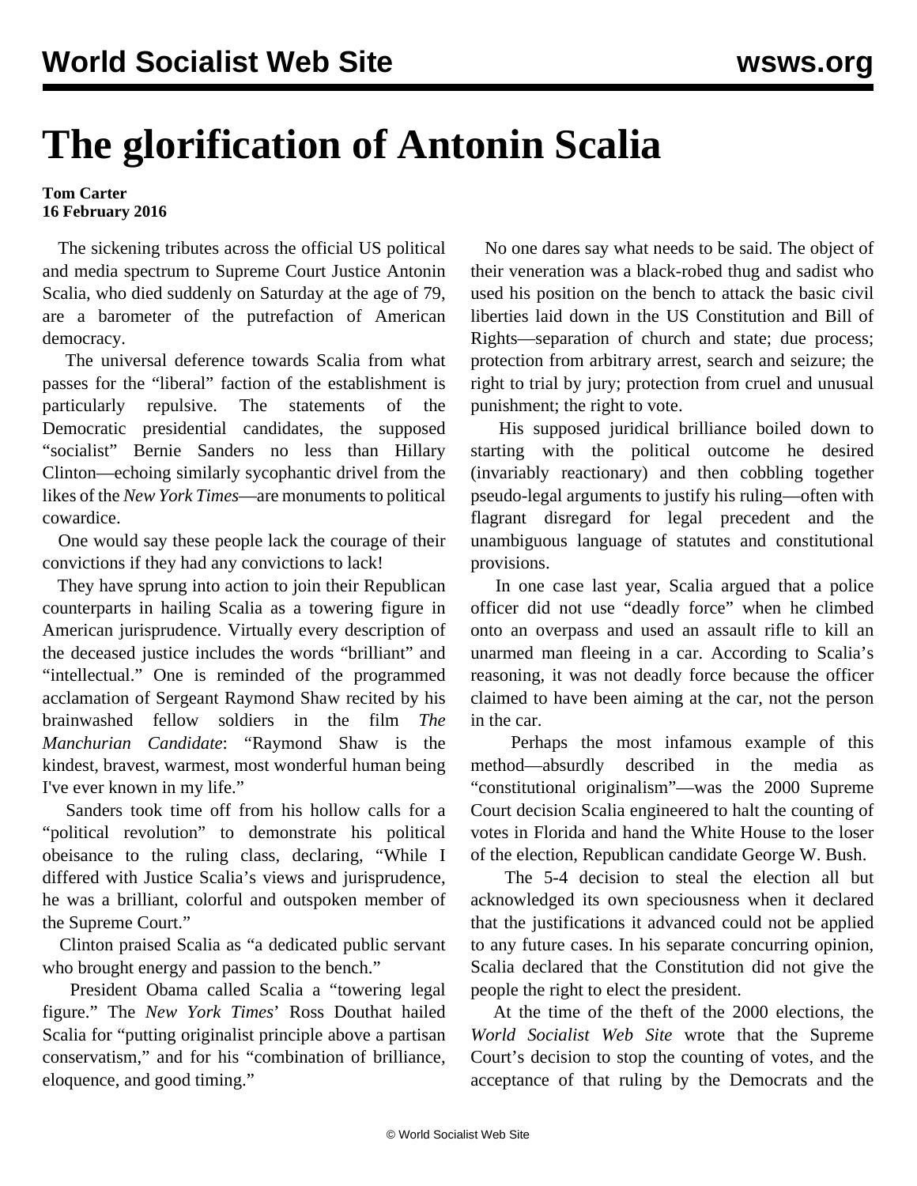# The glorification of Antonin Scalia

**Tom Carter**
**16 February 2016**

The sickening tributes across the official US political and media spectrum to Supreme Court Justice Antonin Scalia, who died suddenly on Saturday at the age of 79, are a barometer of the putrefaction of American democracy.

The universal deference towards Scalia from what passes for the "liberal" faction of the establishment is particularly repulsive. The statements of the Democratic presidential candidates, the supposed "socialist" Bernie Sanders no less than Hillary Clinton—echoing similarly sycophantic drivel from the likes of the *New York Times*—are monuments to political cowardice.

One would say these people lack the courage of their convictions if they had any convictions to lack!

They have sprung into action to join their Republican counterparts in hailing Scalia as a towering figure in American jurisprudence. Virtually every description of the deceased justice includes the words "brilliant" and "intellectual." One is reminded of the programmed acclamation of Sergeant Raymond Shaw recited by his brainwashed fellow soldiers in the film *The Manchurian Candidate*: "Raymond Shaw is the kindest, bravest, warmest, most wonderful human being I've ever known in my life."

Sanders took time off from his hollow calls for a "political revolution" to demonstrate his political obeisance to the ruling class, declaring, "While I differed with Justice Scalia's views and jurisprudence, he was a brilliant, colorful and outspoken member of the Supreme Court."

Clinton praised Scalia as "a dedicated public servant who brought energy and passion to the bench."

President Obama called Scalia a "towering legal figure." The *New York Times*' Ross Douthat hailed Scalia for "putting originalist principle above a partisan conservatism," and for his "combination of brilliance, eloquence, and good timing."

No one dares say what needs to be said. The object of their veneration was a black-robed thug and sadist who used his position on the bench to attack the basic civil liberties laid down in the US Constitution and Bill of Rights—separation of church and state; due process; protection from arbitrary arrest, search and seizure; the right to trial by jury; protection from cruel and unusual punishment; the right to vote.

His supposed juridical brilliance boiled down to starting with the political outcome he desired (invariably reactionary) and then cobbling together pseudo-legal arguments to justify his ruling—often with flagrant disregard for legal precedent and the unambiguous language of statutes and constitutional provisions.

In one case last year, Scalia argued that a police officer did not use "deadly force" when he climbed onto an overpass and used an assault rifle to kill an unarmed man fleeing in a car. According to Scalia's reasoning, it was not deadly force because the officer claimed to have been aiming at the car, not the person in the car.

Perhaps the most infamous example of this method—absurdly described in the media as "constitutional originalism"—was the 2000 Supreme Court decision Scalia engineered to halt the counting of votes in Florida and hand the White House to the loser of the election, Republican candidate George W. Bush.

The 5-4 decision to steal the election all but acknowledged its own speciousness when it declared that the justifications it advanced could not be applied to any future cases. In his separate concurring opinion, Scalia declared that the Constitution did not give the people the right to elect the president.

At the time of the theft of the 2000 elections, the *World Socialist Web Site* wrote that the Supreme Court's decision to stop the counting of votes, and the acceptance of that ruling by the Democrats and the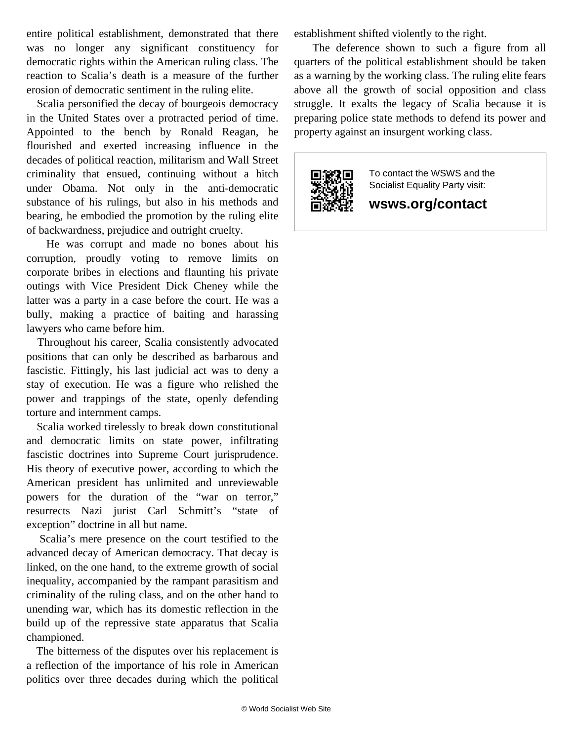entire political establishment, demonstrated that there was no longer any significant constituency for democratic rights within the American ruling class. The reaction to Scalia's death is a measure of the further erosion of democratic sentiment in the ruling elite.

Scalia personified the decay of bourgeois democracy in the United States over a protracted period of time. Appointed to the bench by Ronald Reagan, he flourished and exerted increasing influence in the decades of political reaction, militarism and Wall Street criminality that ensued, continuing without a hitch under Obama. Not only in the anti-democratic substance of his rulings, but also in his methods and bearing, he embodied the promotion by the ruling elite of backwardness, prejudice and outright cruelty.

He was corrupt and made no bones about his corruption, proudly voting to remove limits on corporate bribes in elections and flaunting his private outings with Vice President Dick Cheney while the latter was a party in a case before the court. He was a bully, making a practice of baiting and harassing lawyers who came before him.

Throughout his career, Scalia consistently advocated positions that can only be described as barbarous and fascistic. Fittingly, his last judicial act was to deny a stay of execution. He was a figure who relished the power and trappings of the state, openly defending torture and internment camps.

Scalia worked tirelessly to break down constitutional and democratic limits on state power, infiltrating fascistic doctrines into Supreme Court jurisprudence. His theory of executive power, according to which the American president has unlimited and unreviewable powers for the duration of the "war on terror," resurrects Nazi jurist Carl Schmitt's "state of exception" doctrine in all but name.

Scalia's mere presence on the court testified to the advanced decay of American democracy. That decay is linked, on the one hand, to the extreme growth of social inequality, accompanied by the rampant parasitism and criminality of the ruling class, and on the other hand to unending war, which has its domestic reflection in the build up of the repressive state apparatus that Scalia championed.

The bitterness of the disputes over his replacement is a reflection of the importance of his role in American politics over three decades during which the political establishment shifted violently to the right.

The deference shown to such a figure from all quarters of the political establishment should be taken as a warning by the working class. The ruling elite fears above all the growth of social opposition and class struggle. It exalts the legacy of Scalia because it is preparing police state methods to defend its power and property against an insurgent working class.

To contact the WSWS and the Socialist Equality Party visit:

**wsws.org/contact**